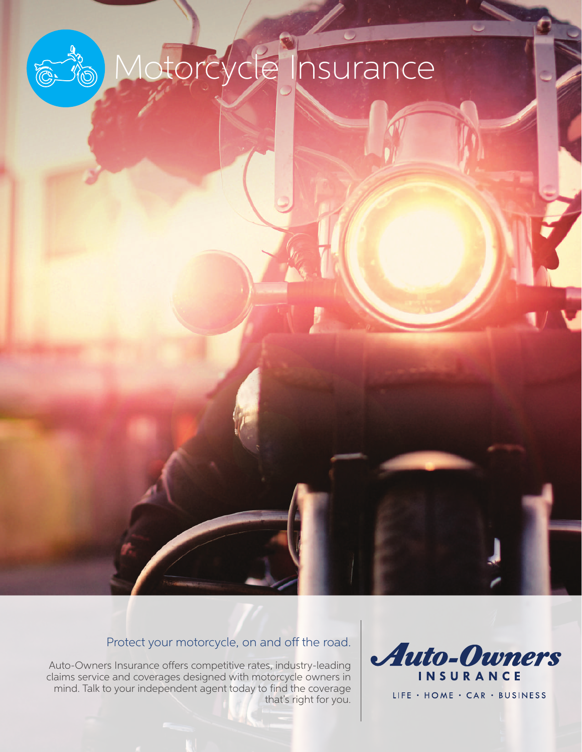# Motorcycle Insurance

## Protect your motorcycle, on and off the road.

Auto-Owners Insurance offers competitive rates, industry-leading claims service and coverages designed with motorcycle owners in mind. Talk to your independent agent today to find the coverage that's right for you.

**Auto-Owners INSURANCE**

LIFE · HOME · CAR · BUSINESS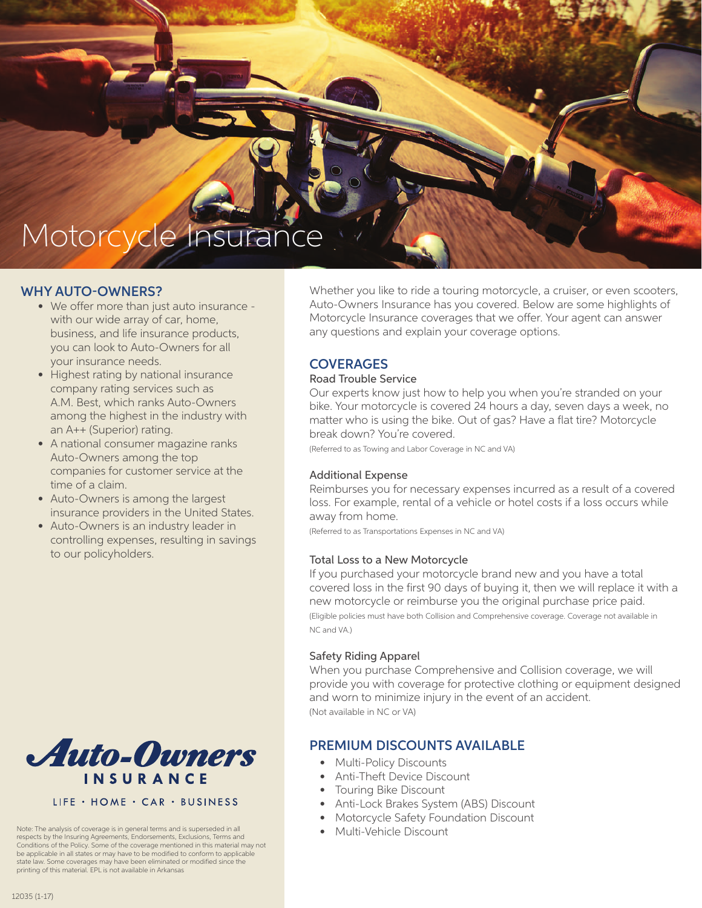# Motorcycle Insurance

## WHY AUTO-OWNERS?

- We offer more than just auto insurance - with our wide array of car, home, business, and life insurance products, you can look to Auto-Owners for all your insurance needs.
- Highest rating by national insurance company rating services such as A.M. Best, which ranks Auto-Owners among the highest in the industry with an A++ (Superior) rating.
- A national consumer magazine ranks Auto-Owners among the top companies for customer service at the time of a claim.
- Auto-Owners is among the largest insurance providers in the United States.
- Auto-Owners is an industry leader in controlling expenses, resulting in savings to our policyholders.

Auto-Owners INSURANCE

LIFE · HOME · CAR · BUSINESS

Note: The analysis of coverage is in general terms and is superseded in all respects by the Insuring Agreements, Endorsements, Exclusions, Terms and Conditions of the Policy. Some of the coverage mentioned in this material may not be applicable in all states or may have to be modified to conform to applicable state law. Some coverages may have been eliminated or modified since the printing of this material. EPL is not available in Arkansas

12035 (1-17)

Whether you like to ride a touring motorcycle, a cruiser, or even scooters, Auto-Owners Insurance has you covered. Below are some highlights of Motorcycle Insurance coverages that we offer. Your agent can answer any questions and explain your coverage options.

## COVERAGES

### Road Trouble Service

Our experts know just how to help you when you're stranded on your bike. Your motorcycle is covered 24 hours a day, seven days a week, no matter who is using the bike. Out of gas? Have a flat tire? Motorcycle break down? You're covered.

(Referred to as Towing and Labor Coverage in NC and VA)

### Additional Expense

Reimburses you for necessary expenses incurred as a result of a covered loss. For example, rental of a vehicle or hotel costs if a loss occurs while away from home.

(Referred to as Transportations Expenses in NC and VA)

### Total Loss to a New Motorcycle

If you purchased your motorcycle brand new and you have a total covered loss in the first 90 days of buying it, then we will replace it with a new motorcycle or reimburse you the original purchase price paid.

(Eligible policies must have both Collision and Comprehensive coverage. Coverage not available in NC and VA.)

### Safety Riding Apparel

When you purchase Comprehensive and Collision coverage, we will provide you with coverage for protective clothing or equipment designed and worn to minimize injury in the event of an accident.

(Not available in NC or VA)

## PREMIUM DISCOUNTS AVAILABLE

- Multi-Policy Discounts
- Anti-Theft Device Discount
- Touring Bike Discount
- Anti-Lock Brakes System (ABS) Discount
- Motorcycle Safety Foundation Discount
- Multi-Vehicle Discount